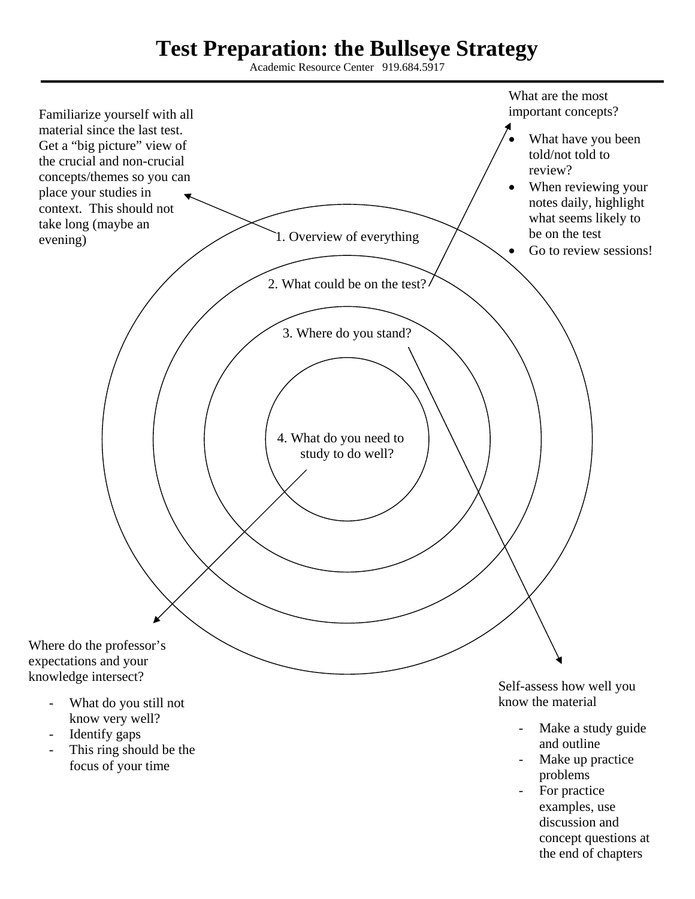# Test Preparation: the Bullseye Strategy

Academic Resource Center 919.684.5917

---

**1. Overview of everything**

Familiarize yourself with all material since the last test. Get a "big picture" view of the crucial and non-crucial concepts/themes so you can place your studies in context. This should not take long (maybe an evening)

**2. What could be on the test?**

What are the most important concepts?

- What have you been told/not told to review?
- When reviewing your notes daily, highlight what seems likely to be on the test
- Go to review sessions!

**3. Where do you stand?**

Self-assess how well you know the material

- Make a study guide and outline
- Make up practice problems
- For practice examples, use discussion and concept questions at the end of chapters

**4. What do you need to study to do well?**

Where do the professor's expectations and your knowledge intersect?

- What do you still not know very well?
- Identify gaps
- This ring should be the focus of your time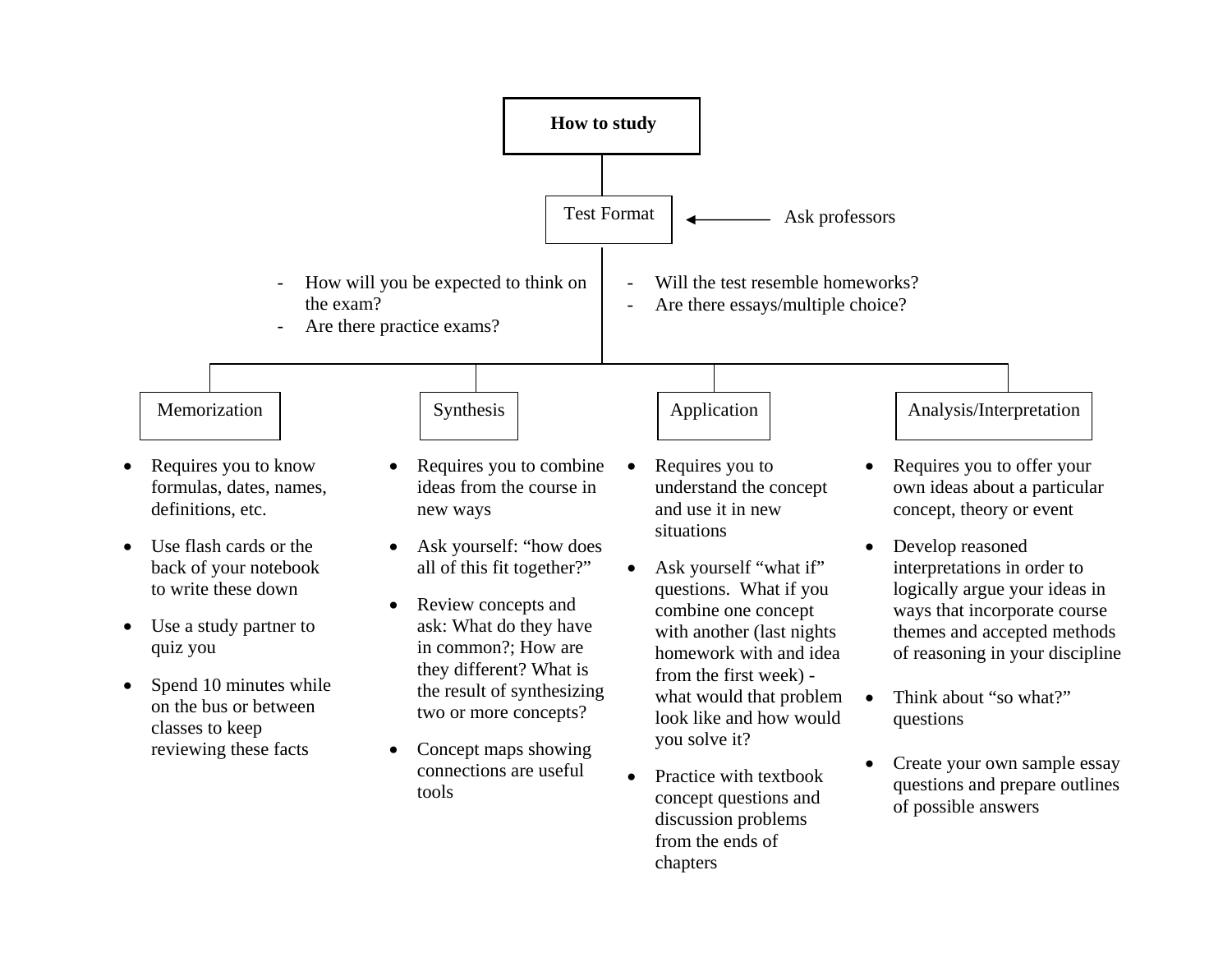# How to study

## Test Format

Ask professors

- How will you be expected to think on the exam?
- Are there practice exams?
- Will the test resemble homeworks?
- Are there essays/multiple choice?

### Memorization

- Requires you to know formulas, dates, names, definitions, etc.
- Use flash cards or the back of your notebook to write these down
- Use a study partner to quiz you
- Spend 10 minutes while on the bus or between classes to keep reviewing these facts

### Synthesis

- Requires you to combine ideas from the course in new ways
- Ask yourself: "how does all of this fit together?"
- Review concepts and ask: What do they have in common?; How are they different? What is the result of synthesizing two or more concepts?
- Concept maps showing connections are useful tools

### Application

- Requires you to understand the concept and use it in new situations
- Ask yourself "what if" questions. What if you combine one concept with another (last nights homework with and idea from the first week) - what would that problem look like and how would you solve it?
- Practice with textbook concept questions and discussion problems from the ends of chapters

### Analysis/Interpretation

- Requires you to offer your own ideas about a particular concept, theory or event
- Develop reasoned interpretations in order to logically argue your ideas in ways that incorporate course themes and accepted methods of reasoning in your discipline
- Think about "so what?" questions
- Create your own sample essay questions and prepare outlines of possible answers